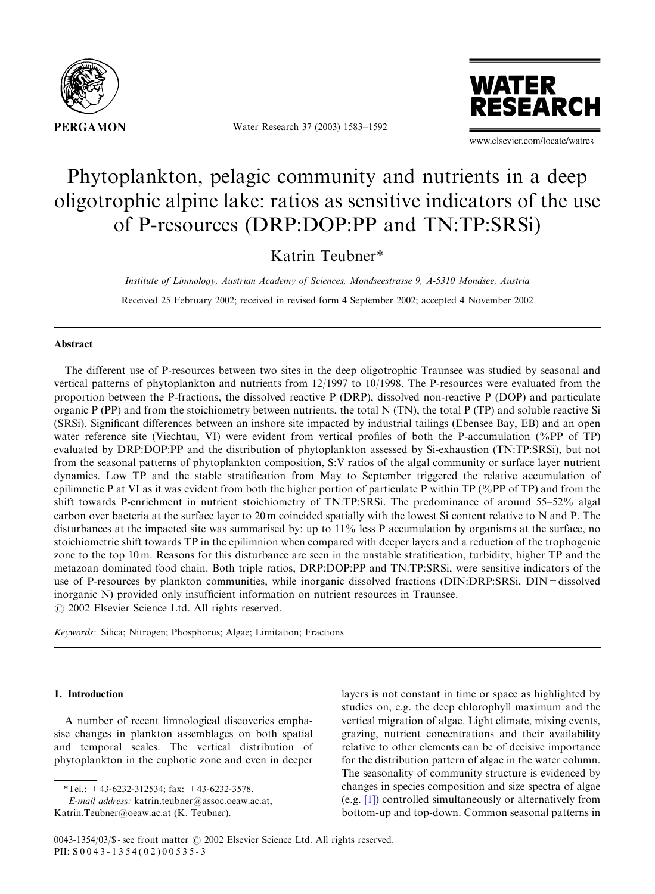# Phytoplankton, pelagic community and nutrients in a deep oligotrophic alpine lake: ratios as sensitive indicators of the use of P-resources (DRP:DOP:PP and TN:TP:SRSi)

Katrin Teubner*

*Institute of Limnology, Austrian Academy of Sciences, Mondseestrasse 9, A-5310 Mondsee, Austria*

Received 25 February 2002; received in revised form 4 September 2002; accepted 4 November 2002

## Abstract

The different use of P-resources between two sites in the deep oligotrophic Traunsee was studied by seasonal and vertical patterns of phytoplankton and nutrients from 12/1997 to 10/1998. The P-resources were evaluated from the proportion between the P-fractions, the dissolved reactive P (DRP), dissolved non-reactive P (DOP) and particulate organic P (PP) and from the stoichiometry between nutrients, the total N (TN), the total P (TP) and soluble reactive Si (SRSi). Significant differences between an inshore site impacted by industrial tailings (Ebensee Bay, EB) and an open water reference site (Viechtau, VI) were evident from vertical profiles of both the P-accumulation (%PP of TP) evaluated by DRP:DOP:PP and the distribution of phytoplankton assessed by Si-exhaustion (TN:TP:SRSi), but not from the seasonal patterns of phytoplankton composition, S:V ratios of the algal community or surface layer nutrient dynamics. Low TP and the stable stratification from May to September triggered the relative accumulation of epilimnetic P at VI as it was evident from both the higher portion of particulate P within TP (%PP of TP) and from the shift towards P-enrichment in nutrient stoichiometry of TN:TP:SRSi. The predominance of around 55–52% algal carbon over bacteria at the surface layer to 20 m coincided spatially with the lowest Si content relative to N and P. The disturbances at the impacted site was summarised by: up to 11% less P accumulation by organisms at the surface, no stoichiometric shift towards TP in the epilimnion when compared with deeper layers and a reduction of the trophogenic zone to the top 10 m. Reasons for this disturbance are seen in the unstable stratification, turbidity, higher TP and the metazoan dominated food chain. Both triple ratios, DRP:DOP:PP and TN:TP:SRSi, were sensitive indicators of the use of P-resources by plankton communities, while inorganic dissolved fractions (DIN:DRP:SRSi, DIN = dissolved inorganic N) provided only insufficient information on nutrient resources in Traunsee.
© 2002 Elsevier Science Ltd. All rights reserved.

*Keywords:* Silica; Nitrogen; Phosphorus; Algae; Limitation; Fractions

## 1. Introduction

A number of recent limnological discoveries emphasise changes in plankton assemblages on both spatial and temporal scales. The vertical distribution of phytoplankton in the euphotic zone and even in deeper layers is not constant in time or space as highlighted by studies on, e.g. the deep chlorophyll maximum and the vertical migration of algae. Light climate, mixing events, grazing, nutrient concentrations and their availability relative to other elements can be of decisive importance for the distribution pattern of algae in the water column. The seasonality of community structure is evidenced by changes in species composition and size spectra of algae (e.g. [1]) controlled simultaneously or alternatively from bottom-up and top-down. Common seasonal patterns in

*Tel.: +43-6232-312534; fax: +43-6232-3578.
*E-mail address:* katrin.teubner@assoc.oeaw.ac.at, Katrin.Teubner@oeaw.ac.at (K. Teubner).

0043-1354/03/$ - see front matter © 2002 Elsevier Science Ltd. All rights reserved.
PII: S0043-1354(02)00535-3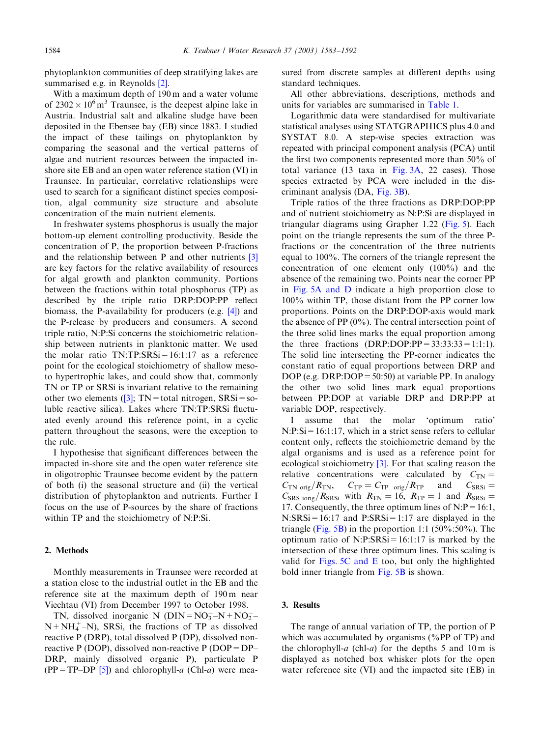phytoplankton communities of deep stratifying lakes are summarised e.g. in Reynolds [2].

With a maximum depth of 190 m and a water volume of $2302 \times 10^6\,m^3$ Traunsee, is the deepest alpine lake in Austria. Industrial salt and alkaline sludge have been deposited in the Ebensee bay (EB) since 1883. I studied the impact of these tailings on phytoplankton by comparing the seasonal and the vertical patterns of algae and nutrient resources between the impacted in-shore site EB and an open water reference station (VI) in Traunsee. In particular, correlative relationships were used to search for a significant distinct species composition, algal community size structure and absolute concentration of the main nutrient elements.

In freshwater systems phosphorus is usually the major bottom-up element controlling productivity. Beside the concentration of P, the proportion between P-fractions and the relationship between P and other nutrients [3] are key factors for the relative availability of resources for algal growth and plankton community. Portions between the fractions within total phosphorus (TP) as described by the triple ratio DRP:DOP:PP reflect biomass, the P-availability for producers (e.g. [4]) and the P-release by producers and consumers. A second triple ratio, N:P:Si concerns the stoichiometric relationship between nutrients in planktonic matter. We used the molar ratio TN:TP:SRSi = 16:1:17 as a reference point for the ecological stoichiometry of shallow meso- to hypertrophic lakes, and could show that, commonly TN or TP or SRSi is invariant relative to the remaining other two elements ([3]; TN = total nitrogen, SRSi = soluble reactive silica). Lakes where TN:TP:SRSi fluctuated evenly around this reference point, in a cyclic pattern throughout the seasons, were the exception to the rule.

I hypothesise that significant differences between the impacted in-shore site and the open water reference site in oligotrophic Traunsee become evident by the pattern of both (i) the seasonal structure and (ii) the vertical distribution of phytoplankton and nutrients. Further I focus on the use of P-sources by the share of fractions within TP and the stoichiometry of N:P:Si.

## 2. Methods

Monthly measurements in Traunsee were recorded at a station close to the industrial outlet in the EB and the reference site at the maximum depth of 190 m near Viechtau (VI) from December 1997 to October 1998.

TN, dissolved inorganic N (DIN = $NO_3^-$–N + $NO_2^-$–N + $NH_4^+$–N), SRSi, the fractions of TP as dissolved reactive P (DRP), total dissolved P (DP), dissolved non-reactive P (DOP), dissolved non-reactive P (DOP = DP–DRP, mainly dissolved organic P), particulate P (PP = TP–DP [5]) and chlorophyll-*a* (Chl-*a*) were measured from discrete samples at different depths using standard techniques.

All other abbreviations, descriptions, methods and units for variables are summarised in Table 1.

Logarithmic data were standardised for multivariate statistical analyses using STATGRAPHICS plus 4.0 and SYSTAT 8.0. A step-wise species extraction was repeated with principal component analysis (PCA) until the first two components represented more than 50% of total variance (13 taxa in Fig. 3A, 22 cases). Those species extracted by PCA were included in the discriminant analysis (DA, Fig. 3B).

Triple ratios of the three fractions as DRP:DOP:PP and of nutrient stoichiometry as N:P:Si are displayed in triangular diagrams using Grapher 1.22 (Fig. 5). Each point on the triangle represents the sum of the three P-fractions or the concentration of the three nutrients equal to 100%. The corners of the triangle represent the concentration of one element only (100%) and the absence of the remaining two. Points near the corner PP in Fig. 5A and D indicate a high proportion close to 100% within TP, those distant from the PP corner low proportions. Points on the DRP:DOP-axis would mark the absence of PP (0%). The central intersection point of the three solid lines marks the equal proportion among the three fractions (DRP:DOP:PP = 33:33:33 = 1:1:1). The solid line intersecting the PP-corner indicates the constant ratio of equal proportions between DRP and DOP (e.g. DRP:DOP = 50:50) at variable PP. In analogy the other two solid lines mark equal proportions between PP:DOP at variable DRP and DRP:PP at variable DOP, respectively.

I assume that the molar 'optimum ratio' N:P:Si = 16:1:17, which in a strict sense refers to cellular content only, reflects the stoichiometric demand by the algal organisms and is used as a reference point for ecological stoichiometry [3]. For that scaling reason the relative concentrations were calculated by $C_{\mathrm{TN}} = C_{\mathrm{TN\ orig}}/R_{\mathrm{TN}}$, $C_{\mathrm{TP}} = C_{\mathrm{TP\ orig}}/R_{\mathrm{TP}}$ and $C_{\mathrm{SRSi}} = C_{\mathrm{SRS\ iorig}}/R_{\mathrm{SRSi}}$ with $R_{\mathrm{TN}} = 16$, $R_{\mathrm{TP}} = 1$ and $R_{\mathrm{SRSi}} = 17$. Consequently, the three optimum lines of N:P = 16:1, N:SRSi = 16:17 and P:SRSi = 1:17 are displayed in the triangle (Fig. 5B) in the proportion 1:1 (50%:50%). The optimum ratio of N:P:SRSi = 16:1:17 is marked by the intersection of these three optimum lines. This scaling is valid for Figs. 5C and E too, but only the highlighted bold inner triangle from Fig. 5B is shown.

## 3. Results

The range of annual variation of TP, the portion of P which was accumulated by organisms (%PP of TP) and the chlorophyll-*a* (chl-*a*) for the depths 5 and 10 m is displayed as notched box whisker plots for the open water reference site (VI) and the impacted site (EB) in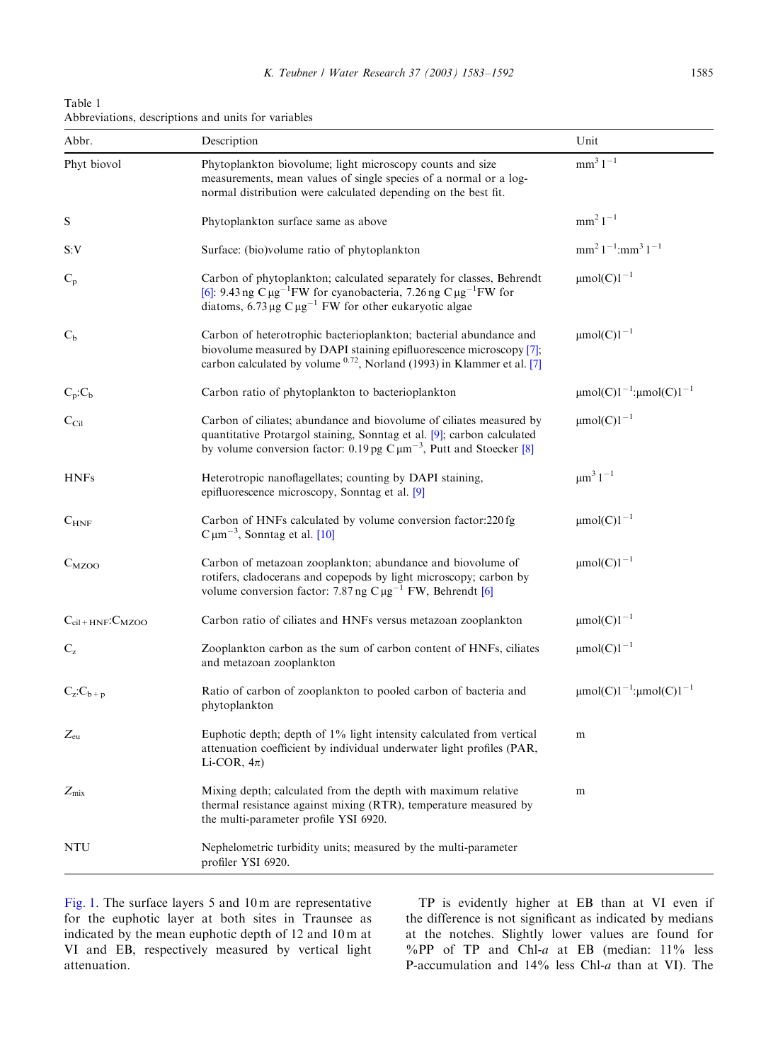Table 1
Abbreviations, descriptions and units for variables

| Abbr. | Description | Unit |
|---|---|---|
| Phyt biovol | Phytoplankton biovolume; light microscopy counts and size measurements, mean values of single species of a normal or a log-normal distribution were calculated depending on the best fit. | $mm^3\,l^{-1}$ |
| S | Phytoplankton surface same as above | $mm^2\,l^{-1}$ |
| S:V | Surface: (bio)volume ratio of phytoplankton | $mm^2\,l^{-1}$:$mm^3\,l^{-1}$ |
| $C_p$ | Carbon of phytoplankton; calculated separately for classes, Behrendt [6]: 9.43 ng C $\mu g^{-1}$FW for cyanobacteria, 7.26 ng C $\mu g^{-1}$FW for diatoms, 6.73 $\mu$g C $\mu g^{-1}$ FW for other eukaryotic algae | $\mu mol(C)\,l^{-1}$ |
| $C_b$ | Carbon of heterotrophic bacterioplankton; bacterial abundance and biovolume measured by DAPI staining epifluorescence microscopy [7]; carbon calculated by volume $^{0.72}$, Norland (1993) in Klammer et al. [7] | $\mu mol(C)\,l^{-1}$ |
| $C_p$:$C_b$ | Carbon ratio of phytoplankton to bacterioplankton | $\mu mol(C)\,l^{-1}$:$\mu mol(C)\,l^{-1}$ |
| $C_{Cil}$ | Carbon of ciliates; abundance and biovolume of ciliates measured by quantitative Protargol staining, Sonntag et al. [9]; carbon calculated by volume conversion factor: 0.19 pg C $\mu m^{-3}$, Putt and Stoecker [8] | $\mu mol(C)\,l^{-1}$ |
| HNFs | Heterotropic nanoflagellates; counting by DAPI staining, epifluorescence microscopy, Sonntag et al. [9] | $\mu m^3\,l^{-1}$ |
| $C_{HNF}$ | Carbon of HNFs calculated by volume conversion factor:220 fg C $\mu m^{-3}$, Sonntag et al. [10] | $\mu mol(C)\,l^{-1}$ |
| $C_{MZOO}$ | Carbon of metazoan zooplankton; abundance and biovolume of rotifers, cladocerans and copepods by light microscopy; carbon by volume conversion factor: 7.87 ng C $\mu g^{-1}$ FW, Behrendt [6] | $\mu mol(C)\,l^{-1}$ |
| $C_{cil+HNF}$:$C_{MZOO}$ | Carbon ratio of ciliates and HNFs versus metazoan zooplankton | $\mu mol(C)\,l^{-1}$ |
| $C_z$ | Zooplankton carbon as the sum of carbon content of HNFs, ciliates and metazoan zooplankton | $\mu mol(C)\,l^{-1}$ |
| $C_z$:$C_{b+p}$ | Ratio of carbon of zooplankton to pooled carbon of bacteria and phytoplankton | $\mu mol(C)\,l^{-1}$:$\mu mol(C)\,l^{-1}$ |
| $Z_{eu}$ | Euphotic depth; depth of 1% light intensity calculated from vertical attenuation coefficient by individual underwater light profiles (PAR, Li-COR, $4\pi$) | m |
| $Z_{mix}$ | Mixing depth; calculated from the depth with maximum relative thermal resistance against mixing (RTR), temperature measured by the multi-parameter profile YSI 6920. | m |
| NTU | Nephelometric turbidity units; measured by the multi-parameter profiler YSI 6920. | |

Fig. 1. The surface layers 5 and 10 m are representative for the euphotic layer at both sites in Traunsee as indicated by the mean euphotic depth of 12 and 10 m at VI and EB, respectively measured by vertical light attenuation.

TP is evidently higher at EB than at VI even if the difference is not significant as indicated by medians at the notches. Slightly lower values are found for %PP of TP and Chl-*a* at EB (median: 11% less P-accumulation and 14% less Chl-*a* than at VI). The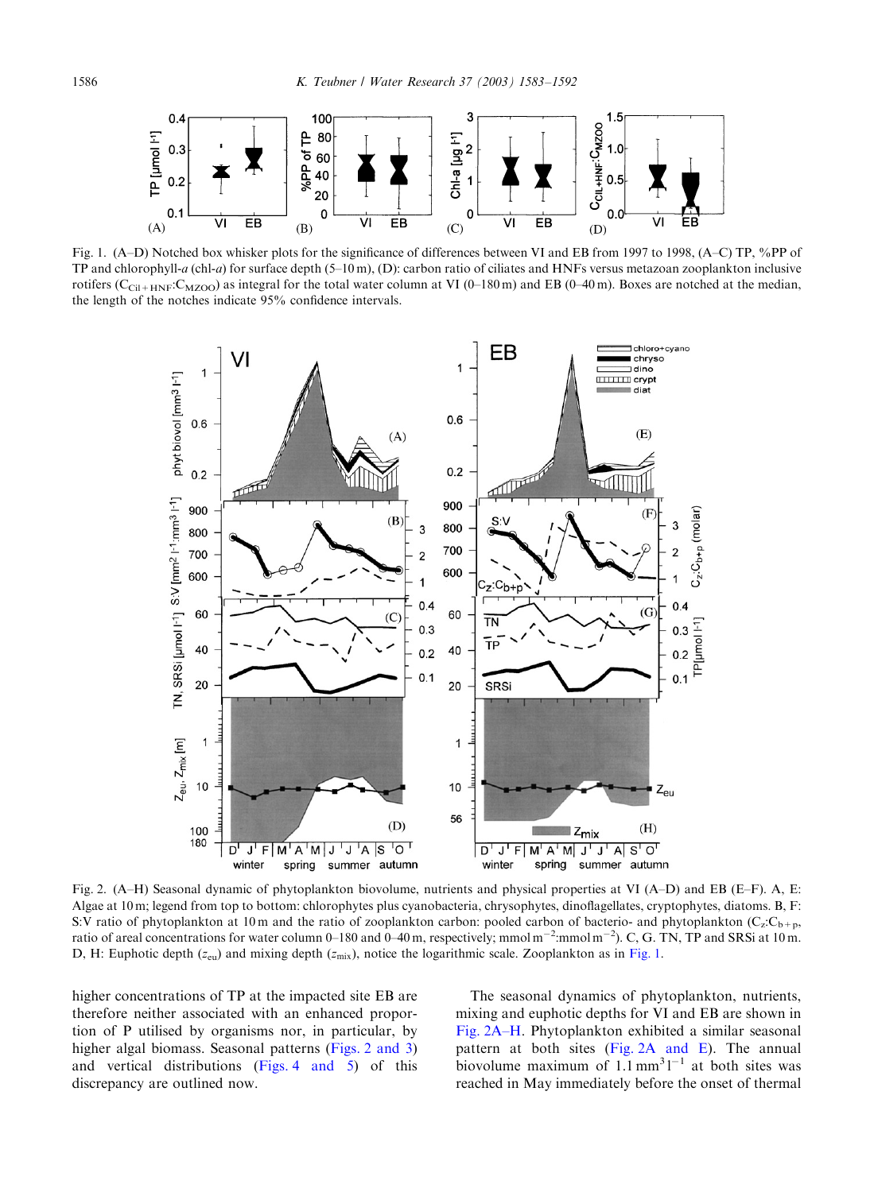Fig. 1. (A–D) Notched box whisker plots for the significance of differences between VI and EB from 1997 to 1998, (A–C) TP, %PP of TP and chlorophyll-*a* (chl-*a*) for surface depth (5–10 m), (D): carbon ratio of ciliates and HNFs versus metazoan zooplankton inclusive rotifers ($C_{Cil+HNF}$:$C_{MZOO}$) as integral for the total water column at VI (0–180 m) and EB (0–40 m). Boxes are notched at the median, the length of the notches indicate 95% confidence intervals.

Fig. 2. (A–H) Seasonal dynamic of phytoplankton biovolume, nutrients and physical properties at VI (A–D) and EB (E–F). A, E: Algae at 10 m; legend from top to bottom: chlorophytes plus cyanobacteria, chrysophytes, dinoflagellates, cryptophytes, diatoms. B, F: S:V ratio of phytoplankton at 10 m and the ratio of zooplankton carbon: pooled carbon of bacterio- and phytoplankton ($C_z$:$C_{b+p}$, ratio of areal concentrations for water column 0–180 and 0–40 m, respectively; mmol m$^{-2}$:mmol m$^{-2}$). C, G. TN, TP and SRSi at 10 m. D, H: Euphotic depth ($z_{eu}$) and mixing depth ($z_{mix}$), notice the logarithmic scale. Zooplankton as in Fig. 1.

higher concentrations of TP at the impacted site EB are therefore neither associated with an enhanced proportion of P utilised by organisms nor, in particular, by higher algal biomass. Seasonal patterns (Figs. 2 and 3) and vertical distributions (Figs. 4 and 5) of this discrepancy are outlined now.

The seasonal dynamics of phytoplankton, nutrients, mixing and euphotic depths for VI and EB are shown in Fig. 2A–H. Phytoplankton exhibited a similar seasonal pattern at both sites (Fig. 2A and E). The annual biovolume maximum of 1.1 mm$^3$ l$^{-1}$ at both sites was reached in May immediately before the onset of thermal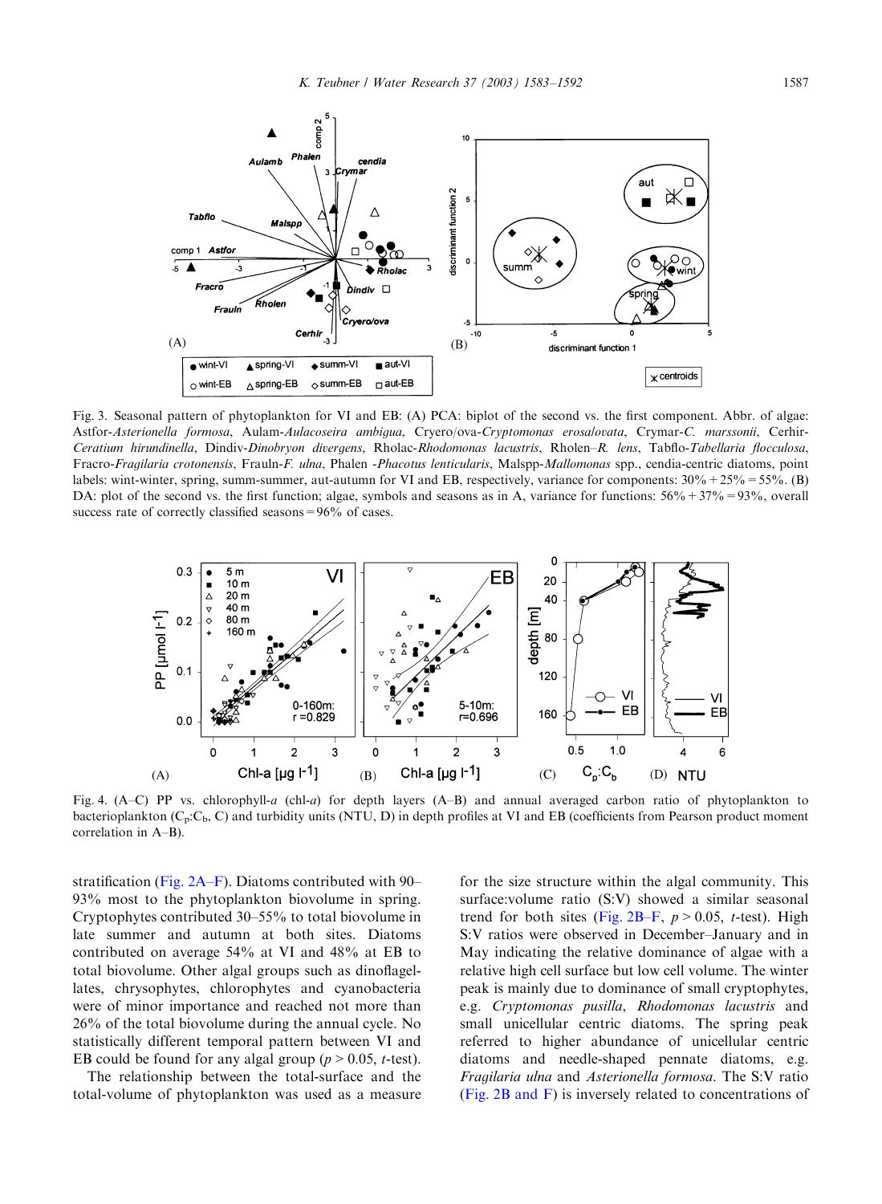Fig. 3. Seasonal pattern of phytoplankton for VI and EB: (A) PCA: biplot of the second vs. the first component. Abbr. of algae: Astfor-*Asterionella formosa*, Aulam-*Aulacoseira ambigua*, Cryero/ova-*Cryptomonas erosa*/*ovata*, Crymar-*C. marssonii*, Cerhir-*Ceratium hirundinella*, Dindiv-*Dinobryon divergens*, Rholac-*Rhodomonas lacustris*, Rholen–*R. lens*, Tabflo-*Tabellaria flocculosa*, Fracro-*Fragilaria crotonensis*, Frauln-*F. ulna*, Phalen -*Phacotus lenticularis*, Malspp-*Mallomonas* spp., cendia-centric diatoms, point labels: wint-winter, spring, summ-summer, aut-autumn for VI and EB, respectively, variance for components: 30% + 25% = 55%. (B) DA: plot of the second vs. the first function; algae, symbols and seasons as in A, variance for functions: 56% + 37% = 93%, overall success rate of correctly classified seasons = 96% of cases.

Fig. 4. (A–C) PP vs. chlorophyll-*a* (chl-*a*) for depth layers (A–B) and annual averaged carbon ratio of phytoplankton to bacterioplankton ($C_p$:$C_b$, C) and turbidity units (NTU, D) in depth profiles at VI and EB (coefficients from Pearson product moment correlation in A–B).

stratification (Fig. 2A–F). Diatoms contributed with 90–93% most to the phytoplankton biovolume in spring. Cryptophytes contributed 30–55% to total biovolume in late summer and autumn at both sites. Diatoms contributed on average 54% at VI and 48% at EB to total biovolume. Other algal groups such as dinoflagellates, chrysophytes, chlorophytes and cyanobacteria were of minor importance and reached not more than 26% of the total biovolume during the annual cycle. No statistically different temporal pattern between VI and EB could be found for any algal group ($p > 0.05$, $t$-test).

The relationship between the total-surface and the total-volume of phytoplankton was used as a measure for the size structure within the algal community. This surface:volume ratio (S:V) showed a similar seasonal trend for both sites (Fig. 2B–F, $p > 0.05$, $t$-test). High S:V ratios were observed in December–January and in May indicating the relative dominance of algae with a relative high cell surface but low cell volume. The winter peak is mainly due to dominance of small cryptophytes, e.g. *Cryptomonas pusilla*, *Rhodomonas lacustris* and small unicellular centric diatoms. The spring peak referred to higher abundance of unicellular centric diatoms and needle-shaped pennate diatoms, e.g. *Fragilaria ulna* and *Asterionella formosa*. The S:V ratio (Fig. 2B and F) is inversely related to concentrations of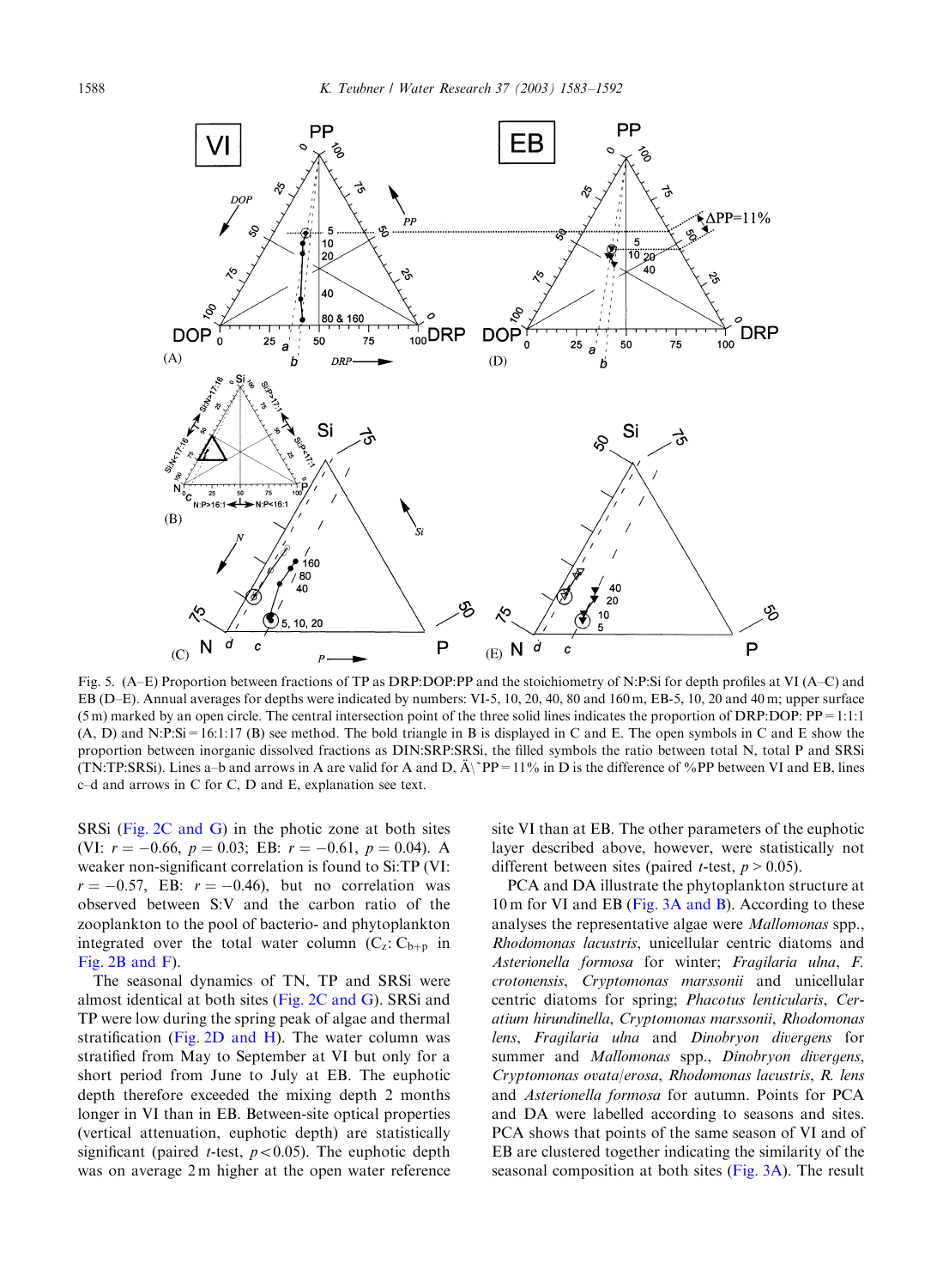Fig. 5. (A–E) Proportion between fractions of TP as DRP:DOP:PP and the stoichiometry of N:P:Si for depth profiles at VI (A–C) and EB (D–E). Annual averages for depths were indicated by numbers: VI-5, 10, 20, 40, 80 and 160 m, EB-5, 10, 20 and 40 m; upper surface (5 m) marked by an open circle. The central intersection point of the three solid lines indicates the proportion of DRP:DOP: PP = 1:1:1 (A, D) and N:P:Si = 16:1:17 (B) see method. The bold triangle in B is displayed in C and E. The open symbols in C and E show the proportion between inorganic dissolved fractions as DIN:SRP:SRSi, the filled symbols the ratio between total N, total P and SRSi (TN:TP:SRSi). Lines a–b and arrows in A are valid for A and D, Ä\˜PP = 11% in D is the difference of %PP between VI and EB, lines c–d and arrows in C for C, D and E, explanation see text.

SRSi (Fig. 2C and G) in the photic zone at both sites (VI: $r = -0.66$, $p = 0.03$; EB: $r = -0.61$, $p = 0.04$). A weaker non-significant correlation is found to Si:TP (VI: $r = -0.57$, EB: $r = -0.46$), but no correlation was observed between S:V and the carbon ratio of the zooplankton to the pool of bacterio- and phytoplankton integrated over the total water column ($C_z$: $C_{b+p}$ in Fig. 2B and F).

The seasonal dynamics of TN, TP and SRSi were almost identical at both sites (Fig. 2C and G). SRSi and TP were low during the spring peak of algae and thermal stratification (Fig. 2D and H). The water column was stratified from May to September at VI but only for a short period from June to July at EB. The euphotic depth therefore exceeded the mixing depth 2 months longer in VI than in EB. Between-site optical properties (vertical attenuation, euphotic depth) are statistically significant (paired $t$-test, $p < 0.05$). The euphotic depth was on average 2 m higher at the open water reference site VI than at EB. The other parameters of the euphotic layer described above, however, were statistically not different between sites (paired $t$-test, $p > 0.05$).

PCA and DA illustrate the phytoplankton structure at 10 m for VI and EB (Fig. 3A and B). According to these analyses the representative algae were *Mallomonas* spp., *Rhodomonas lacustris*, unicellular centric diatoms and *Asterionella formosa* for winter; *Fragilaria ulna*, *F. crotonensis*, *Cryptomonas marssonii* and unicellular centric diatoms for spring; *Phacotus lenticularis*, *Ceratium hirundinella*, *Cryptomonas marssonii*, *Rhodomonas lens*, *Fragilaria ulna* and *Dinobryon divergens* for summer and *Mallomonas* spp., *Dinobryon divergens*, *Cryptomonas ovata/erosa*, *Rhodomonas lacustris*, *R. lens* and *Asterionella formosa* for autumn. Points for PCA and DA were labelled according to seasons and sites. PCA shows that points of the same season of VI and of EB are clustered together indicating the similarity of the seasonal composition at both sites (Fig. 3A). The result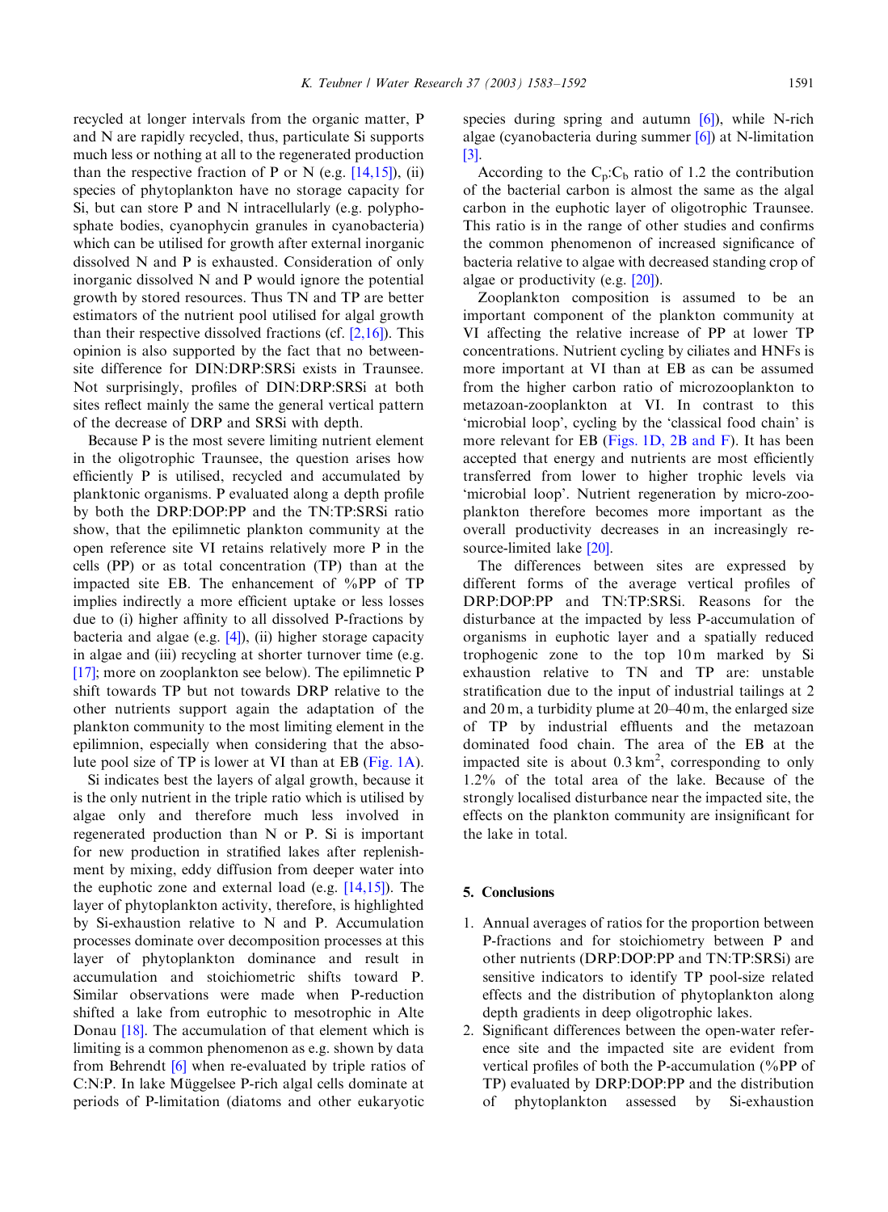recycled at longer intervals from the organic matter, P and N are rapidly recycled, thus, particulate Si supports much less or nothing at all to the regenerated production than the respective fraction of P or N (e.g. [14,15]), (ii) species of phytoplankton have no storage capacity for Si, but can store P and N intracellularly (e.g. polyphosphate bodies, cyanophycin granules in cyanobacteria) which can be utilised for growth after external inorganic dissolved N and P is exhausted. Consideration of only inorganic dissolved N and P would ignore the potential growth by stored resources. Thus TN and TP are better estimators of the nutrient pool utilised for algal growth than their respective dissolved fractions (cf. [2,16]). This opinion is also supported by the fact that no between-site difference for DIN:DRP:SRSi exists in Traunsee. Not surprisingly, profiles of DIN:DRP:SRSi at both sites reflect mainly the same the general vertical pattern of the decrease of DRP and SRSi with depth.

Because P is the most severe limiting nutrient element in the oligotrophic Traunsee, the question arises how efficiently P is utilised, recycled and accumulated by planktonic organisms. P evaluated along a depth profile by both the DRP:DOP:PP and the TN:TP:SRSi ratio show, that the epilimnetic plankton community at the open reference site VI retains relatively more P in the cells (PP) or as total concentration (TP) than at the impacted site EB. The enhancement of %PP of TP implies indirectly a more efficient uptake or less losses due to (i) higher affinity to all dissolved P-fractions by bacteria and algae (e.g. [4]), (ii) higher storage capacity in algae and (iii) recycling at shorter turnover time (e.g. [17]; more on zooplankton see below). The epilimnetic P shift towards TP but not towards DRP relative to the other nutrients support again the adaptation of the plankton community to the most limiting element in the epilimnion, especially when considering that the absolute pool size of TP is lower at VI than at EB (Fig. 1A).

Si indicates best the layers of algal growth, because it is the only nutrient in the triple ratio which is utilised by algae only and therefore much less involved in regenerated production than N or P. Si is important for new production in stratified lakes after replenishment by mixing, eddy diffusion from deeper water into the euphotic zone and external load (e.g. [14,15]). The layer of phytoplankton activity, therefore, is highlighted by Si-exhaustion relative to N and P. Accumulation processes dominate over decomposition processes at this layer of phytoplankton dominance and result in accumulation and stoichiometric shifts toward P. Similar observations were made when P-reduction shifted a lake from eutrophic to mesotrophic in Alte Donau [18]. The accumulation of that element which is limiting is a common phenomenon as e.g. shown by data from Behrendt [6] when re-evaluated by triple ratios of C:N:P. In lake Müggelsee P-rich algal cells dominate at periods of P-limitation (diatoms and other eukaryotic species during spring and autumn [6]), while N-rich algae (cyanobacteria during summer [6]) at N-limitation [3].

According to the $C_p$:$C_b$ ratio of 1.2 the contribution of the bacterial carbon is almost the same as the algal carbon in the euphotic layer of oligotrophic Traunsee. This ratio is in the range of other studies and confirms the common phenomenon of increased significance of bacteria relative to algae with decreased standing crop of algae or productivity (e.g. [20]).

Zooplankton composition is assumed to be an important component of the plankton community at VI affecting the relative increase of PP at lower TP concentrations. Nutrient cycling by ciliates and HNFs is more important at VI than at EB as can be assumed from the higher carbon ratio of microzooplankton to metazoan-zooplankton at VI. In contrast to this 'microbial loop', cycling by the 'classical food chain' is more relevant for EB (Figs. 1D, 2B and F). It has been accepted that energy and nutrients are most efficiently transferred from lower to higher trophic levels via 'microbial loop'. Nutrient regeneration by micro-zooplankton therefore becomes more important as the overall productivity decreases in an increasingly resource-limited lake [20].

The differences between sites are expressed by different forms of the average vertical profiles of DRP:DOP:PP and TN:TP:SRSi. Reasons for the disturbance at the impacted by less P-accumulation of organisms in euphotic layer and a spatially reduced trophogenic zone to the top 10 m marked by Si exhaustion relative to TN and TP are: unstable stratification due to the input of industrial tailings at 2 and 20 m, a turbidity plume at 20–40 m, the enlarged size of TP by industrial effluents and the metazoan dominated food chain. The area of the EB at the impacted site is about 0.3 km$^2$, corresponding to only 1.2% of the total area of the lake. Because of the strongly localised disturbance near the impacted site, the effects on the plankton community are insignificant for the lake in total.

## 5. Conclusions

1. Annual averages of ratios for the proportion between P-fractions and for stoichiometry between P and other nutrients (DRP:DOP:PP and TN:TP:SRSi) are sensitive indicators to identify TP pool-size related effects and the distribution of phytoplankton along depth gradients in deep oligotrophic lakes.
2. Significant differences between the open-water reference site and the impacted site are evident from vertical profiles of both the P-accumulation (%PP of TP) evaluated by DRP:DOP:PP and the distribution of phytoplankton assessed by Si-exhaustion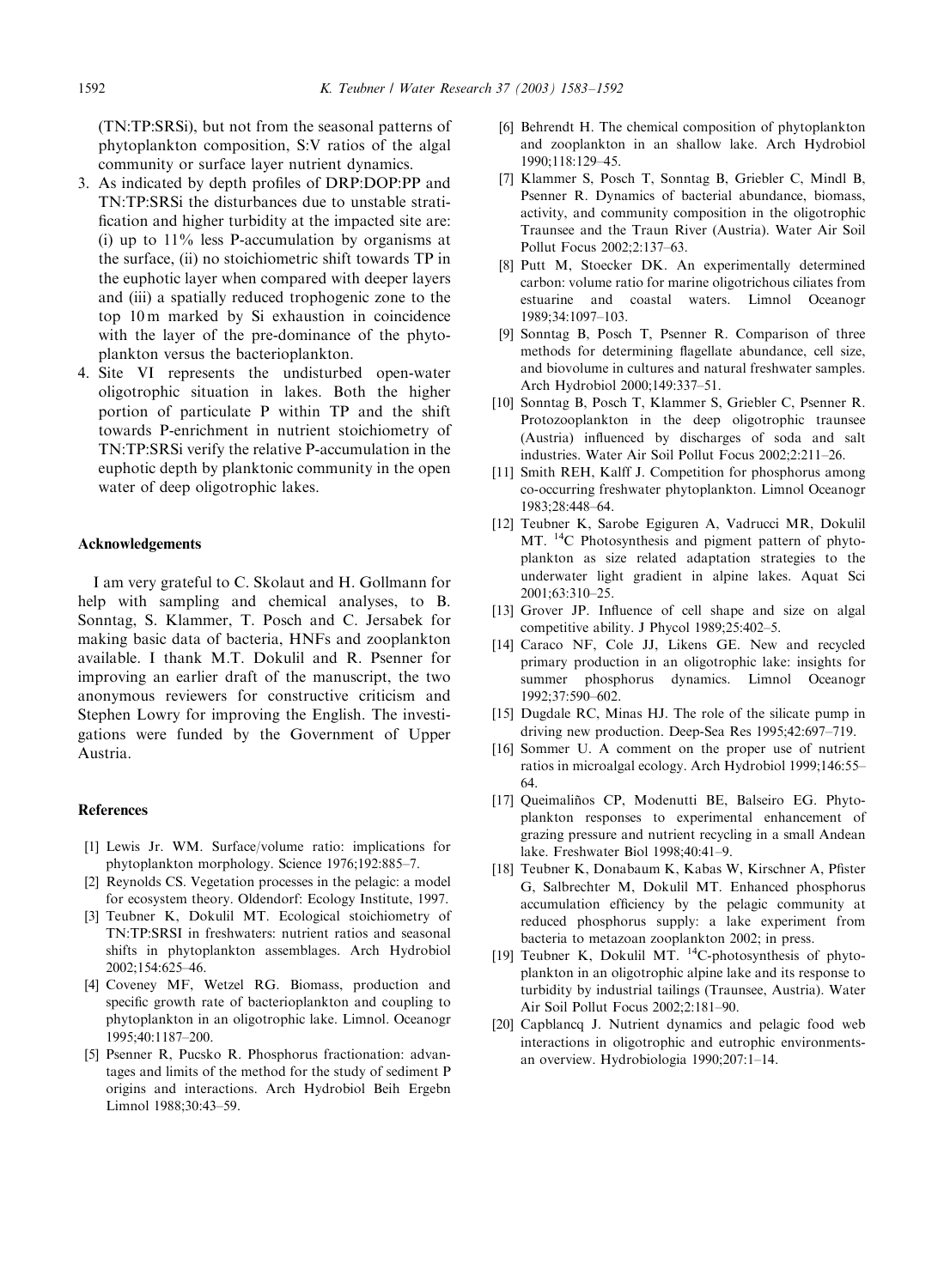(TN:TP:SRSi), but not from the seasonal patterns of phytoplankton composition, S:V ratios of the algal community or surface layer nutrient dynamics.

3. As indicated by depth profiles of DRP:DOP:PP and TN:TP:SRSi the disturbances due to unstable stratification and higher turbidity at the impacted site are: (i) up to 11% less P-accumulation by organisms at the surface, (ii) no stoichiometric shift towards TP in the euphotic layer when compared with deeper layers and (iii) a spatially reduced trophogenic zone to the top 10 m marked by Si exhaustion in coincidence with the layer of the pre-dominance of the phytoplankton versus the bacterioplankton.
4. Site VI represents the undisturbed open-water oligotrophic situation in lakes. Both the higher portion of particulate P within TP and the shift towards P-enrichment in nutrient stoichiometry of TN:TP:SRSi verify the relative P-accumulation in the euphotic depth by planktonic community in the open water of deep oligotrophic lakes.

## Acknowledgements

I am very grateful to C. Skolaut and H. Gollmann for help with sampling and chemical analyses, to B. Sonntag, S. Klammer, T. Posch and C. Jersabek for making basic data of bacteria, HNFs and zooplankton available. I thank M.T. Dokulil and R. Psenner for improving an earlier draft of the manuscript, the two anonymous reviewers for constructive criticism and Stephen Lowry for improving the English. The investigations were funded by the Government of Upper Austria.

## References

[1] Lewis Jr. WM. Surface/volume ratio: implications for phytoplankton morphology. Science 1976;192:885–7.

[2] Reynolds CS. Vegetation processes in the pelagic: a model for ecosystem theory. Oldendorf: Ecology Institute, 1997.

[3] Teubner K, Dokulil MT. Ecological stoichiometry of TN:TP:SRSI in freshwaters: nutrient ratios and seasonal shifts in phytoplankton assemblages. Arch Hydrobiol 2002;154:625–46.

[4] Coveney MF, Wetzel RG. Biomass, production and specific growth rate of bacterioplankton and coupling to phytoplankton in an oligotrophic lake. Limnol. Oceanogr 1995;40:1187–200.

[5] Psenner R, Pucsko R. Phosphorus fractionation: advantages and limits of the method for the study of sediment P origins and interactions. Arch Hydrobiol Beih Ergebn Limnol 1988;30:43–59.

[6] Behrendt H. The chemical composition of phytoplankton and zooplankton in an shallow lake. Arch Hydrobiol 1990;118:129–45.

[7] Klammer S, Posch T, Sonntag B, Griebler C, Mindl B, Psenner R. Dynamics of bacterial abundance, biomass, activity, and community composition in the oligotrophic Traunsee and the Traun River (Austria). Water Air Soil Pollut Focus 2002;2:137–63.

[8] Putt M, Stoecker DK. An experimentally determined carbon: volume ratio for marine oligotrichous ciliates from estuarine and coastal waters. Limnol Oceanogr 1989;34:1097–103.

[9] Sonntag B, Posch T, Psenner R. Comparison of three methods for determining flagellate abundance, cell size, and biovolume in cultures and natural freshwater samples. Arch Hydrobiol 2000;149:337–51.

[10] Sonntag B, Posch T, Klammer S, Griebler C, Psenner R. Protozooplankton in the deep oligotrophic traunsee (Austria) influenced by discharges of soda and salt industries. Water Air Soil Pollut Focus 2002;2:211–26.

[11] Smith REH, Kalff J. Competition for phosphorus among co-occurring freshwater phytoplankton. Limnol Oceanogr 1983;28:448–64.

[12] Teubner K, Sarobe Egiguren A, Vadrucci MR, Dokulil MT. $^{14}$C Photosynthesis and pigment pattern of phytoplankton as size related adaptation strategies to the underwater light gradient in alpine lakes. Aquat Sci 2001;63:310–25.

[13] Grover JP. Influence of cell shape and size on algal competitive ability. J Phycol 1989;25:402–5.

[14] Caraco NF, Cole JJ, Likens GE. New and recycled primary production in an oligotrophic lake: insights for summer phosphorus dynamics. Limnol Oceanogr 1992;37:590–602.

[15] Dugdale RC, Minas HJ. The role of the silicate pump in driving new production. Deep-Sea Res 1995;42:697–719.

[16] Sommer U. A comment on the proper use of nutrient ratios in microalgal ecology. Arch Hydrobiol 1999;146:55–64.

[17] Queimaliños CP, Modenutti BE, Balseiro EG. Phytoplankton responses to experimental enhancement of grazing pressure and nutrient recycling in a small Andean lake. Freshwater Biol 1998;40:41–9.

[18] Teubner K, Donabaum K, Kabas W, Kirschner A, Pfister G, Salbrechter M, Dokulil MT. Enhanced phosphorus accumulation efficiency by the pelagic community at reduced phosphorus supply: a lake experiment from bacteria to metazoan zooplankton 2002; in press.

[19] Teubner K, Dokulil MT. $^{14}$C-photosynthesis of phytoplankton in an oligotrophic alpine lake and its response to turbidity by industrial tailings (Traunsee, Austria). Water Air Soil Pollut Focus 2002;2:181–90.

[20] Capblancq J. Nutrient dynamics and pelagic food web interactions in oligotrophic and eutrophic environments-an overview. Hydrobiologia 1990;207:1–14.